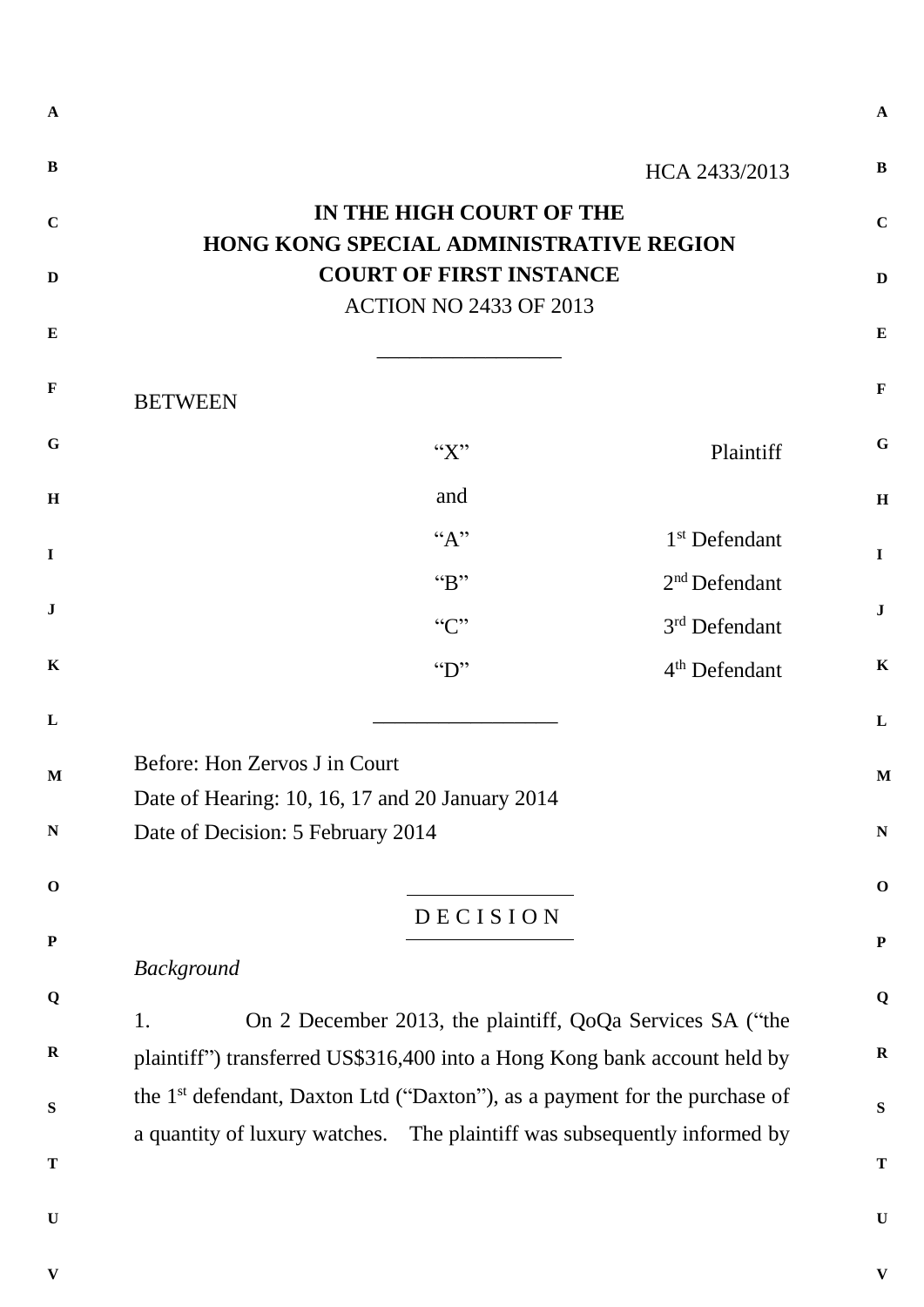HCA 2433/2013

**IN THE HIGH COURT OF THE**
**HONG KONG SPECIAL ADMINISTRATIVE REGION**
**COURT OF FIRST INSTANCE**
ACTION NO 2433 OF 2013

---

BETWEEN

| | |
|---|---|
| "X" | Plaintiff |
| and | |
| "A" | 1st Defendant |
| "B" | 2nd Defendant |
| "C" | 3rd Defendant |
| "D" | 4th Defendant |

---

Before: Hon Zervos J in Court
Date of Hearing: 10, 16, 17 and 20 January 2014
Date of Decision: 5 February 2014

---

D E C I S I O N

---

*Background*

1. On 2 December 2013, the plaintiff, QoQa Services SA ("the plaintiff") transferred US$316,400 into a Hong Kong bank account held by the 1st defendant, Daxton Ltd ("Daxton"), as a payment for the purchase of a quantity of luxury watches. The plaintiff was subsequently informed by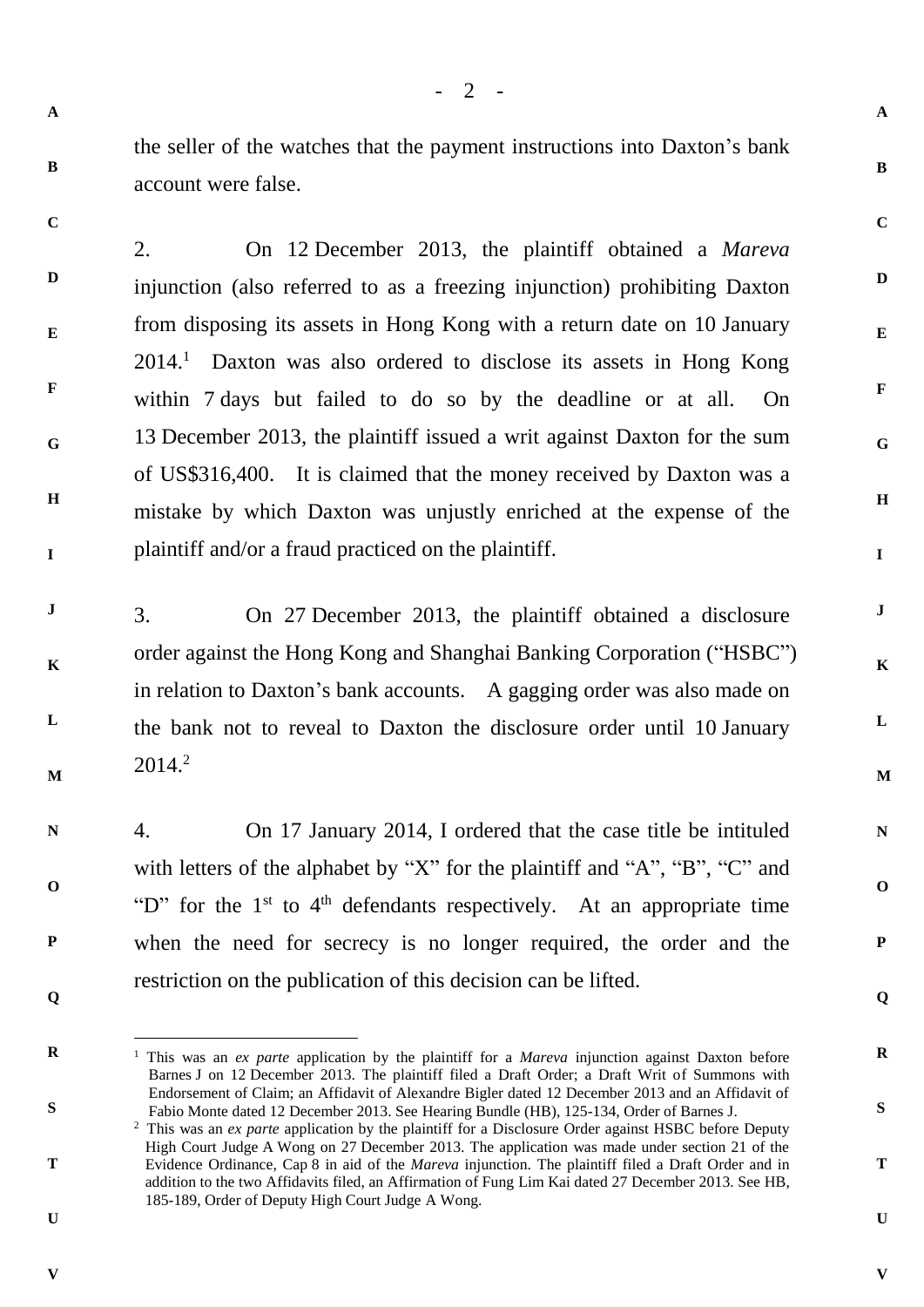the seller of the watches that the payment instructions into Daxton's bank account were false.

2. On 12 December 2013, the plaintiff obtained a *Mareva* injunction (also referred to as a freezing injunction) prohibiting Daxton from disposing its assets in Hong Kong with a return date on 10 January 2014.[1] Daxton was also ordered to disclose its assets in Hong Kong within 7 days but failed to do so by the deadline or at all. On 13 December 2013, the plaintiff issued a writ against Daxton for the sum of US$316,400. It is claimed that the money received by Daxton was a mistake by which Daxton was unjustly enriched at the expense of the plaintiff and/or a fraud practiced on the plaintiff.

3. On 27 December 2013, the plaintiff obtained a disclosure order against the Hong Kong and Shanghai Banking Corporation ("HSBC") in relation to Daxton's bank accounts. A gagging order was also made on the bank not to reveal to Daxton the disclosure order until 10 January 2014.[2]

4. On 17 January 2014, I ordered that the case title be intituled with letters of the alphabet by "X" for the plaintiff and "A", "B", "C" and "D" for the 1st to 4th defendants respectively. At an appropriate time when the need for secrecy is no longer required, the order and the restriction on the publication of this decision can be lifted.

---

[1] This was an *ex parte* application by the plaintiff for a *Mareva* injunction against Daxton before Barnes J on 12 December 2013. The plaintiff filed a Draft Order; a Draft Writ of Summons with Endorsement of Claim; an Affidavit of Alexandre Bigler dated 12 December 2013 and an Affidavit of Fabio Monte dated 12 December 2013. See Hearing Bundle (HB), 125-134, Order of Barnes J.

[2] This was an *ex parte* application by the plaintiff for a Disclosure Order against HSBC before Deputy High Court Judge A Wong on 27 December 2013. The application was made under section 21 of the Evidence Ordinance, Cap 8 in aid of the *Mareva* injunction. The plaintiff filed a Draft Order and in addition to the two Affidavits filed, an Affirmation of Fung Lim Kai dated 27 December 2013. See HB, 185-189, Order of Deputy High Court Judge A Wong.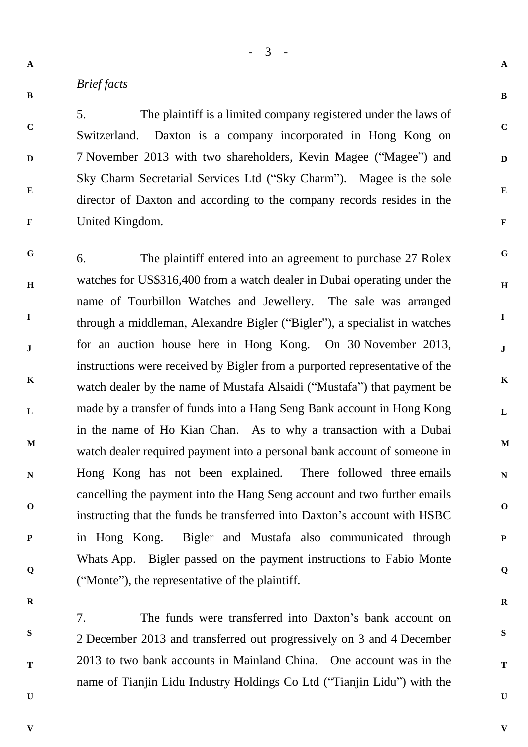*Brief facts*

5. The plaintiff is a limited company registered under the laws of Switzerland. Daxton is a company incorporated in Hong Kong on 7 November 2013 with two shareholders, Kevin Magee ("Magee") and Sky Charm Secretarial Services Ltd ("Sky Charm"). Magee is the sole director of Daxton and according to the company records resides in the United Kingdom.

6. The plaintiff entered into an agreement to purchase 27 Rolex watches for US$316,400 from a watch dealer in Dubai operating under the name of Tourbillon Watches and Jewellery. The sale was arranged through a middleman, Alexandre Bigler ("Bigler"), a specialist in watches for an auction house here in Hong Kong. On 30 November 2013, instructions were received by Bigler from a purported representative of the watch dealer by the name of Mustafa Alsaidi ("Mustafa") that payment be made by a transfer of funds into a Hang Seng Bank account in Hong Kong in the name of Ho Kian Chan. As to why a transaction with a Dubai watch dealer required payment into a personal bank account of someone in Hong Kong has not been explained. There followed three emails cancelling the payment into the Hang Seng account and two further emails instructing that the funds be transferred into Daxton's account with HSBC in Hong Kong. Bigler and Mustafa also communicated through Whats App. Bigler passed on the payment instructions to Fabio Monte ("Monte"), the representative of the plaintiff.

7. The funds were transferred into Daxton's bank account on 2 December 2013 and transferred out progressively on 3 and 4 December 2013 to two bank accounts in Mainland China. One account was in the name of Tianjin Lidu Industry Holdings Co Ltd ("Tianjin Lidu") with the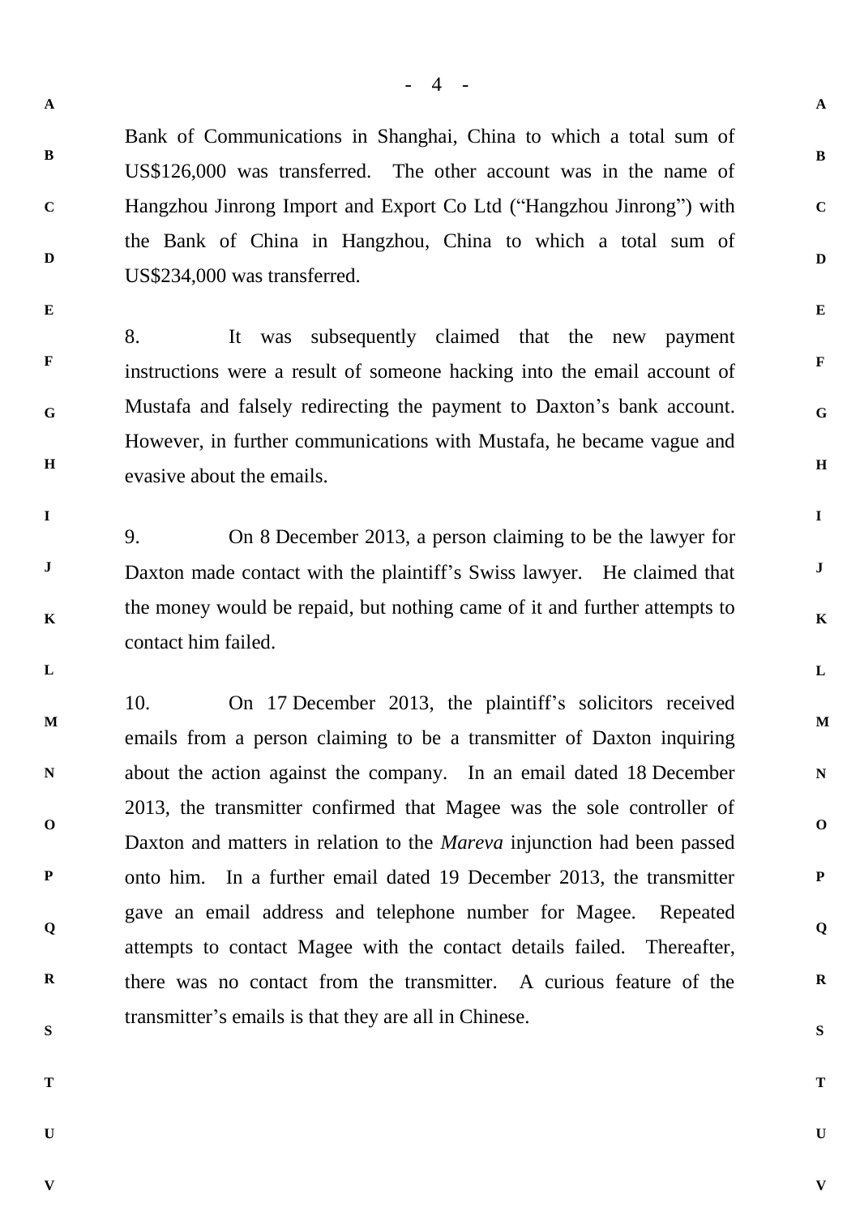Bank of Communications in Shanghai, China to which a total sum of US$126,000 was transferred. The other account was in the name of Hangzhou Jinrong Import and Export Co Ltd ("Hangzhou Jinrong") with the Bank of China in Hangzhou, China to which a total sum of US$234,000 was transferred.

8. It was subsequently claimed that the new payment instructions were a result of someone hacking into the email account of Mustafa and falsely redirecting the payment to Daxton's bank account. However, in further communications with Mustafa, he became vague and evasive about the emails.

9. On 8 December 2013, a person claiming to be the lawyer for Daxton made contact with the plaintiff's Swiss lawyer. He claimed that the money would be repaid, but nothing came of it and further attempts to contact him failed.

10. On 17 December 2013, the plaintiff's solicitors received emails from a person claiming to be a transmitter of Daxton inquiring about the action against the company. In an email dated 18 December 2013, the transmitter confirmed that Magee was the sole controller of Daxton and matters in relation to the *Mareva* injunction had been passed onto him. In a further email dated 19 December 2013, the transmitter gave an email address and telephone number for Magee. Repeated attempts to contact Magee with the contact details failed. Thereafter, there was no contact from the transmitter. A curious feature of the transmitter's emails is that they are all in Chinese.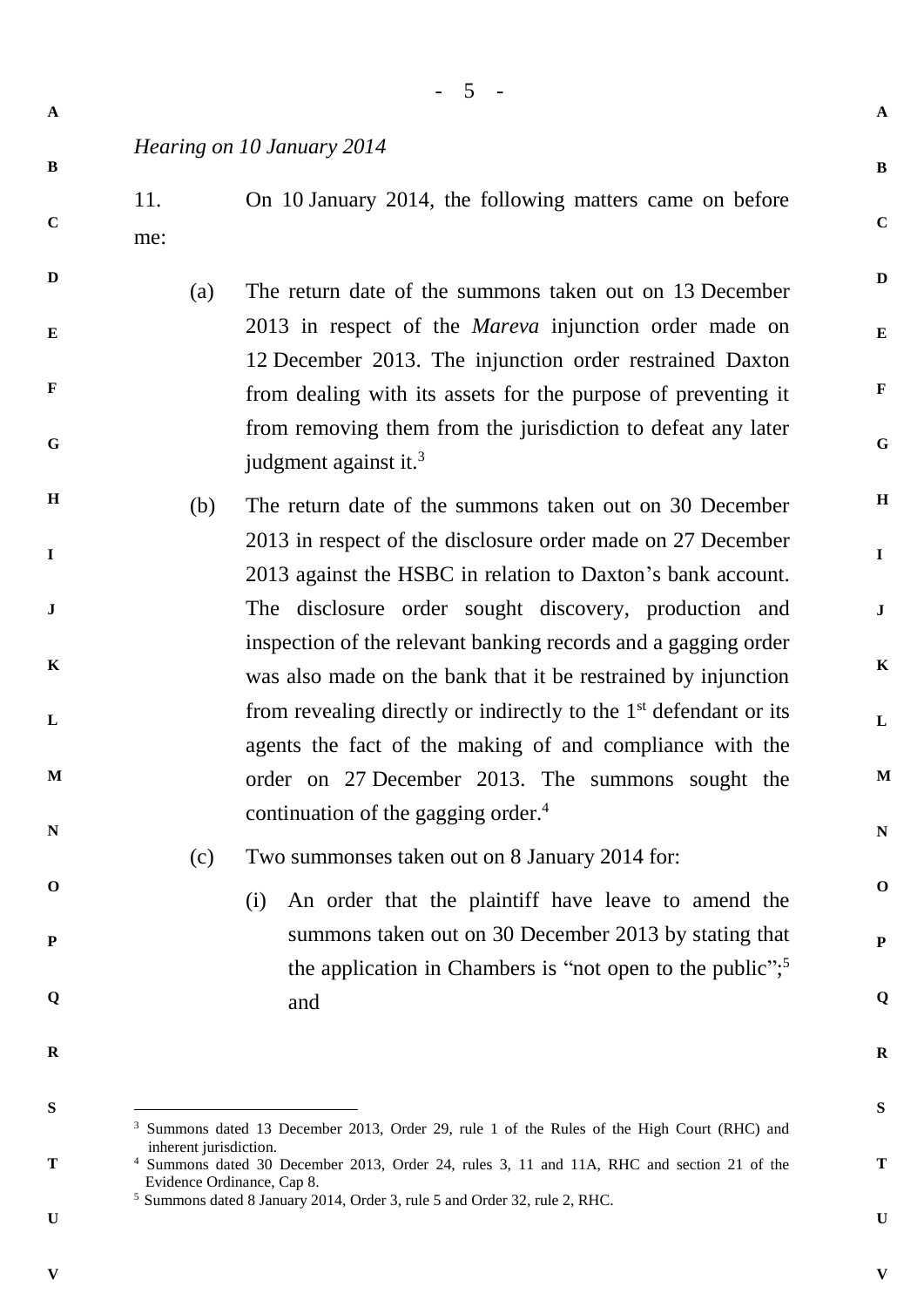*Hearing on 10 January 2014*

11. On 10 January 2014, the following matters came on before me:

(a) The return date of the summons taken out on 13 December 2013 in respect of the *Mareva* injunction order made on 12 December 2013. The injunction order restrained Daxton from dealing with its assets for the purpose of preventing it from removing them from the jurisdiction to defeat any later judgment against it.[3]

(b) The return date of the summons taken out on 30 December 2013 in respect of the disclosure order made on 27 December 2013 against the HSBC in relation to Daxton's bank account. The disclosure order sought discovery, production and inspection of the relevant banking records and a gagging order was also made on the bank that it be restrained by injunction from revealing directly or indirectly to the 1st defendant or its agents the fact of the making of and compliance with the order on 27 December 2013. The summons sought the continuation of the gagging order.[4]

(c) Two summonses taken out on 8 January 2014 for:

(i) An order that the plaintiff have leave to amend the summons taken out on 30 December 2013 by stating that the application in Chambers is "not open to the public";[5] and

---

[3] Summons dated 13 December 2013, Order 29, rule 1 of the Rules of the High Court (RHC) and inherent jurisdiction.

[4] Summons dated 30 December 2013, Order 24, rules 3, 11 and 11A, RHC and section 21 of the Evidence Ordinance, Cap 8.

[5] Summons dated 8 January 2014, Order 3, rule 5 and Order 32, rule 2, RHC.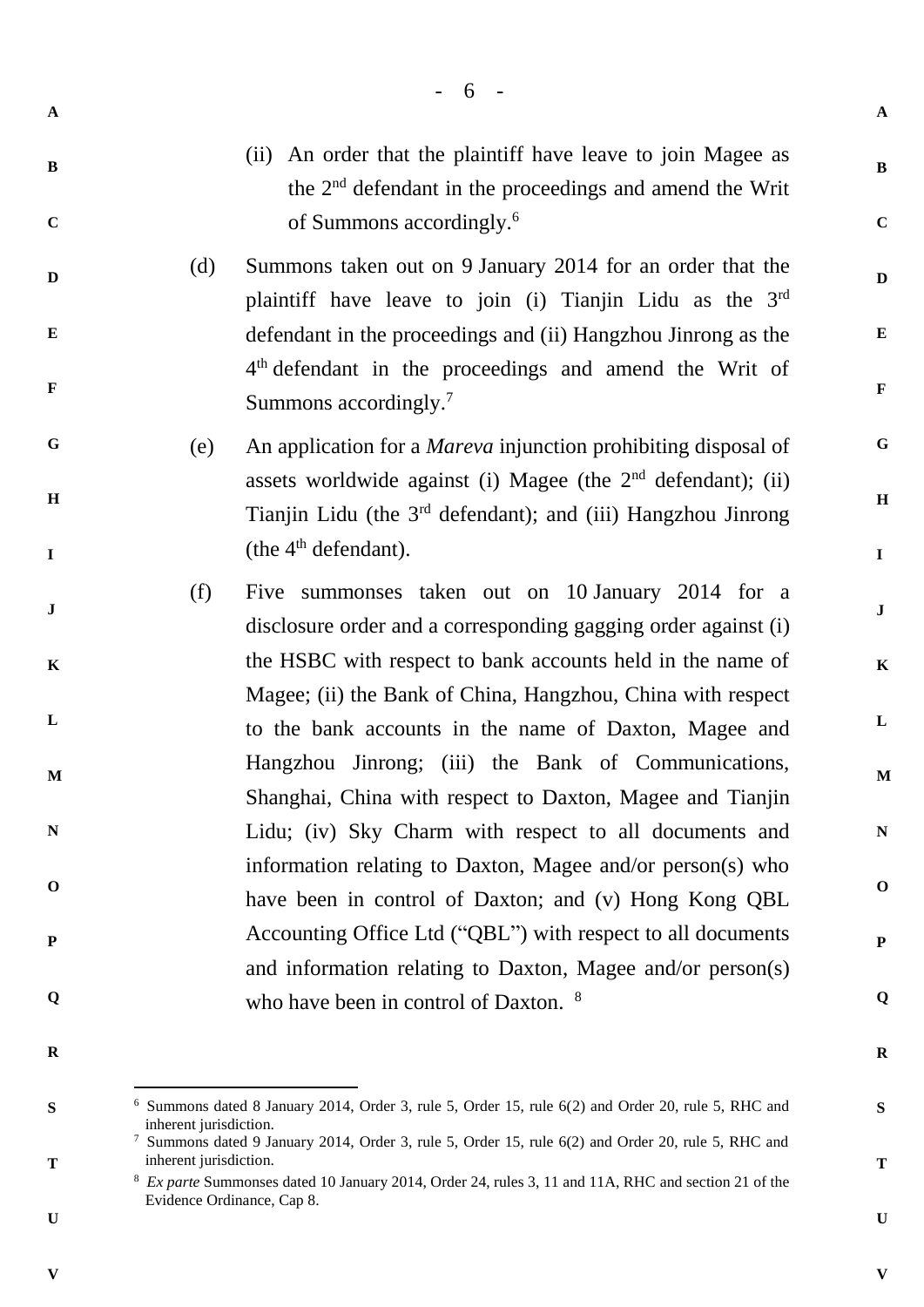(ii) An order that the plaintiff have leave to join Magee as the 2nd defendant in the proceedings and amend the Writ of Summons accordingly.[6]

(d) Summons taken out on 9 January 2014 for an order that the plaintiff have leave to join (i) Tianjin Lidu as the 3rd defendant in the proceedings and (ii) Hangzhou Jinrong as the 4th defendant in the proceedings and amend the Writ of Summons accordingly.[7]

(e) An application for a *Mareva* injunction prohibiting disposal of assets worldwide against (i) Magee (the 2nd defendant); (ii) Tianjin Lidu (the 3rd defendant); and (iii) Hangzhou Jinrong (the 4th defendant).

(f) Five summonses taken out on 10 January 2014 for a disclosure order and a corresponding gagging order against (i) the HSBC with respect to bank accounts held in the name of Magee; (ii) the Bank of China, Hangzhou, China with respect to the bank accounts in the name of Daxton, Magee and Hangzhou Jinrong; (iii) the Bank of Communications, Shanghai, China with respect to Daxton, Magee and Tianjin Lidu; (iv) Sky Charm with respect to all documents and information relating to Daxton, Magee and/or person(s) who have been in control of Daxton; and (v) Hong Kong QBL Accounting Office Ltd ("QBL") with respect to all documents and information relating to Daxton, Magee and/or person(s) who have been in control of Daxton. [8]

---

[6] Summons dated 8 January 2014, Order 3, rule 5, Order 15, rule 6(2) and Order 20, rule 5, RHC and inherent jurisdiction.

[7] Summons dated 9 January 2014, Order 3, rule 5, Order 15, rule 6(2) and Order 20, rule 5, RHC and inherent jurisdiction.

[8] *Ex parte* Summonses dated 10 January 2014, Order 24, rules 3, 11 and 11A, RHC and section 21 of the Evidence Ordinance, Cap 8.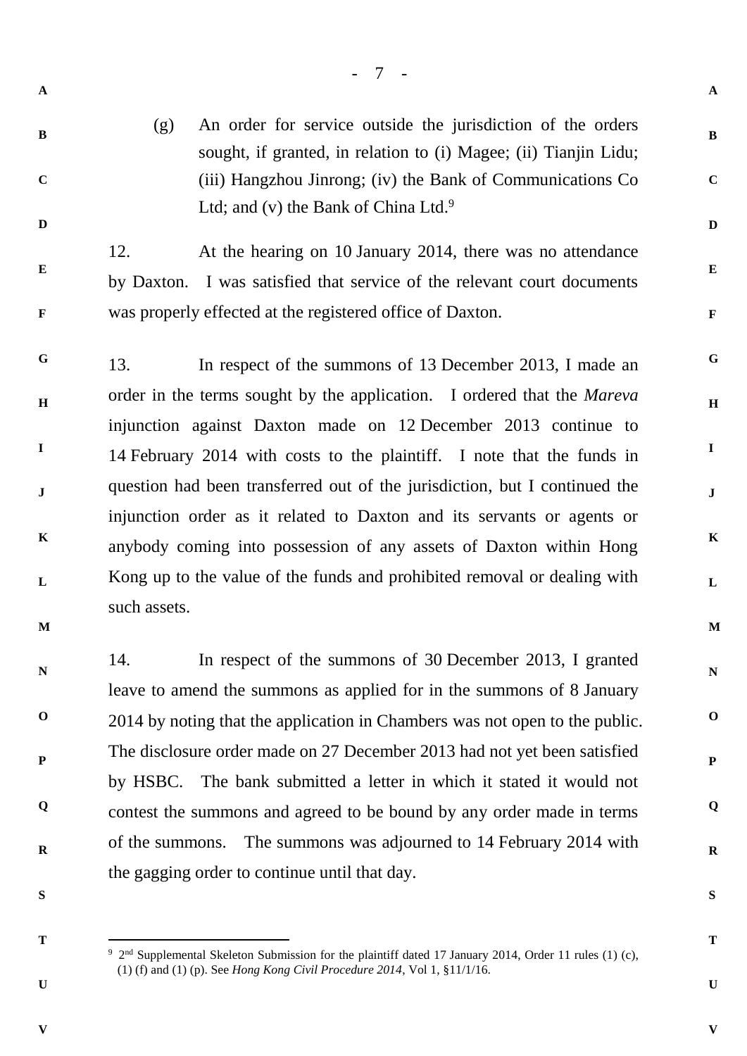(g) An order for service outside the jurisdiction of the orders sought, if granted, in relation to (i) Magee; (ii) Tianjin Lidu; (iii) Hangzhou Jinrong; (iv) the Bank of Communications Co Ltd; and (v) the Bank of China Ltd.[9]

12. At the hearing on 10 January 2014, there was no attendance by Daxton. I was satisfied that service of the relevant court documents was properly effected at the registered office of Daxton.

13. In respect of the summons of 13 December 2013, I made an order in the terms sought by the application. I ordered that the *Mareva* injunction against Daxton made on 12 December 2013 continue to 14 February 2014 with costs to the plaintiff. I note that the funds in question had been transferred out of the jurisdiction, but I continued the injunction order as it related to Daxton and its servants or agents or anybody coming into possession of any assets of Daxton within Hong Kong up to the value of the funds and prohibited removal or dealing with such assets.

14. In respect of the summons of 30 December 2013, I granted leave to amend the summons as applied for in the summons of 8 January 2014 by noting that the application in Chambers was not open to the public. The disclosure order made on 27 December 2013 had not yet been satisfied by HSBC. The bank submitted a letter in which it stated it would not contest the summons and agreed to be bound by any order made in terms of the summons. The summons was adjourned to 14 February 2014 with the gagging order to continue until that day.

---

[9] 2nd Supplemental Skeleton Submission for the plaintiff dated 17 January 2014, Order 11 rules (1) (c), (1) (f) and (1) (p). See *Hong Kong Civil Procedure 2014*, Vol 1, §11/1/16.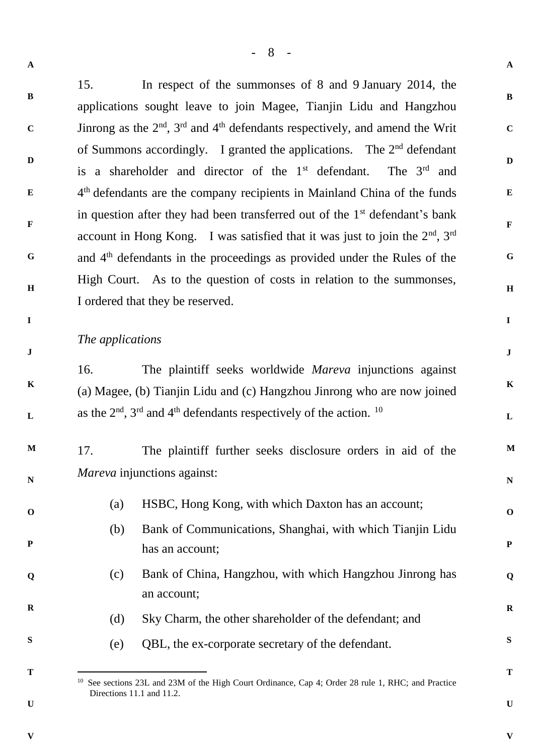15. In respect of the summonses of 8 and 9 January 2014, the applications sought leave to join Magee, Tianjin Lidu and Hangzhou Jinrong as the 2nd, 3rd and 4th defendants respectively, and amend the Writ of Summons accordingly. I granted the applications. The 2nd defendant is a shareholder and director of the 1st defendant. The 3rd and 4th defendants are the company recipients in Mainland China of the funds in question after they had been transferred out of the 1st defendant's bank account in Hong Kong. I was satisfied that it was just to join the 2nd, 3rd and 4th defendants in the proceedings as provided under the Rules of the High Court. As to the question of costs in relation to the summonses, I ordered that they be reserved.

*The applications*

16. The plaintiff seeks worldwide *Mareva* injunctions against (a) Magee, (b) Tianjin Lidu and (c) Hangzhou Jinrong who are now joined as the 2nd, 3rd and 4th defendants respectively of the action. [10]

17. The plaintiff further seeks disclosure orders in aid of the *Mareva* injunctions against:

(a) HSBC, Hong Kong, with which Daxton has an account;

(b) Bank of Communications, Shanghai, with which Tianjin Lidu has an account;

(c) Bank of China, Hangzhou, with which Hangzhou Jinrong has an account;

(d) Sky Charm, the other shareholder of the defendant; and

(e) QBL, the ex-corporate secretary of the defendant.

---

[10] See sections 23L and 23M of the High Court Ordinance, Cap 4; Order 28 rule 1, RHC; and Practice Directions 11.1 and 11.2.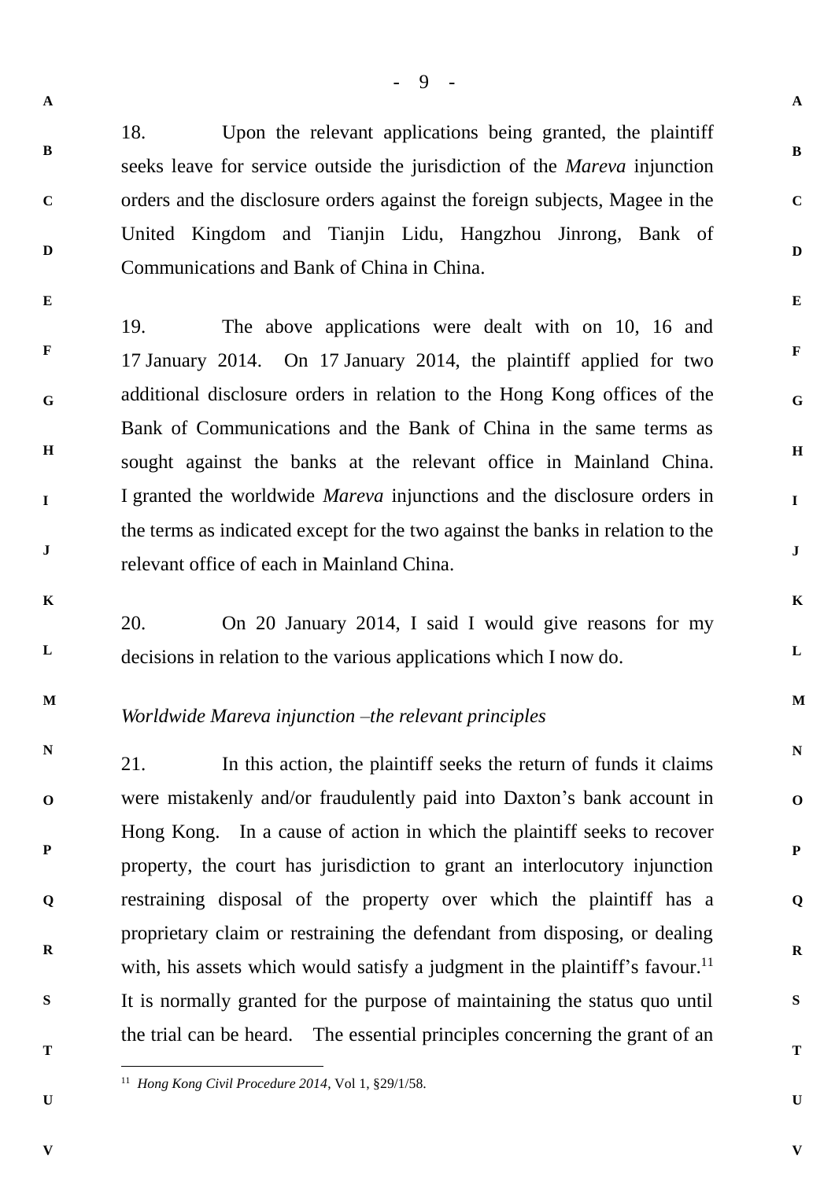18. Upon the relevant applications being granted, the plaintiff seeks leave for service outside the jurisdiction of the *Mareva* injunction orders and the disclosure orders against the foreign subjects, Magee in the United Kingdom and Tianjin Lidu, Hangzhou Jinrong, Bank of Communications and Bank of China in China.

19. The above applications were dealt with on 10, 16 and 17 January 2014. On 17 January 2014, the plaintiff applied for two additional disclosure orders in relation to the Hong Kong offices of the Bank of Communications and the Bank of China in the same terms as sought against the banks at the relevant office in Mainland China. I granted the worldwide *Mareva* injunctions and the disclosure orders in the terms as indicated except for the two against the banks in relation to the relevant office of each in Mainland China.

20. On 20 January 2014, I said I would give reasons for my decisions in relation to the various applications which I now do.

*Worldwide Mareva injunction –the relevant principles*

21. In this action, the plaintiff seeks the return of funds it claims were mistakenly and/or fraudulently paid into Daxton's bank account in Hong Kong. In a cause of action in which the plaintiff seeks to recover property, the court has jurisdiction to grant an interlocutory injunction restraining disposal of the property over which the plaintiff has a proprietary claim or restraining the defendant from disposing, or dealing with, his assets which would satisfy a judgment in the plaintiff's favour.[11] It is normally granted for the purpose of maintaining the status quo until the trial can be heard. The essential principles concerning the grant of an

---

[11] *Hong Kong Civil Procedure 2014*, Vol 1, §29/1/58.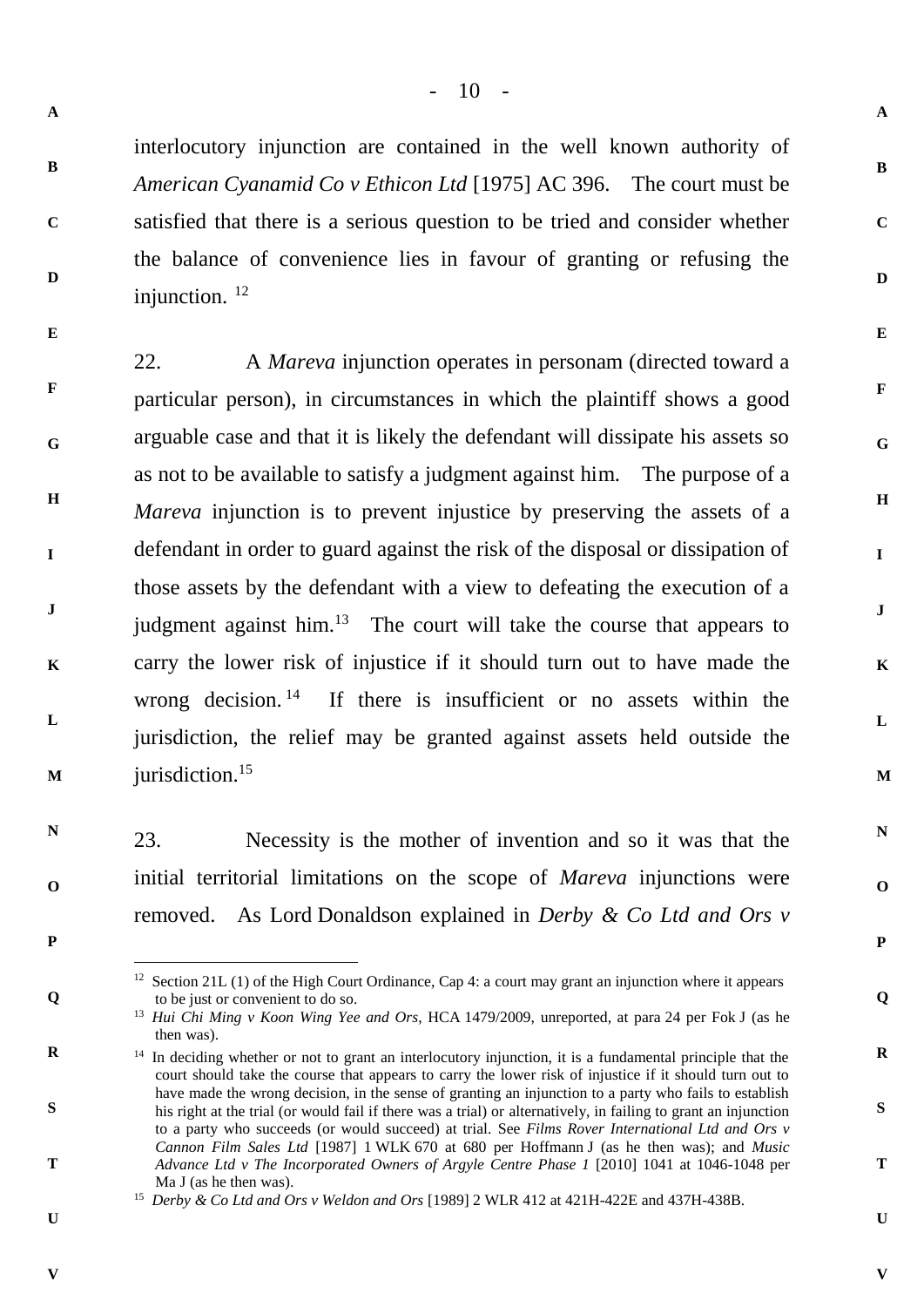interlocutory injunction are contained in the well known authority of *American Cyanamid Co v Ethicon Ltd* [1975] AC 396. The court must be satisfied that there is a serious question to be tried and consider whether the balance of convenience lies in favour of granting or refusing the injunction. [12]

22. A *Mareva* injunction operates in personam (directed toward a particular person), in circumstances in which the plaintiff shows a good arguable case and that it is likely the defendant will dissipate his assets so as not to be available to satisfy a judgment against him. The purpose of a *Mareva* injunction is to prevent injustice by preserving the assets of a defendant in order to guard against the risk of the disposal or dissipation of those assets by the defendant with a view to defeating the execution of a judgment against him.[13] The court will take the course that appears to carry the lower risk of injustice if it should turn out to have made the wrong decision.[14] If there is insufficient or no assets within the jurisdiction, the relief may be granted against assets held outside the jurisdiction.[15]

23. Necessity is the mother of invention and so it was that the initial territorial limitations on the scope of *Mareva* injunctions were removed. As Lord Donaldson explained in *Derby & Co Ltd and Ors v*

---

[12] Section 21L (1) of the High Court Ordinance, Cap 4: a court may grant an injunction where it appears to be just or convenient to do so.

[13] *Hui Chi Ming v Koon Wing Yee and Ors*, HCA 1479/2009, unreported, at para 24 per Fok J (as he then was).

[14] In deciding whether or not to grant an interlocutory injunction, it is a fundamental principle that the court should take the course that appears to carry the lower risk of injustice if it should turn out to have made the wrong decision, in the sense of granting an injunction to a party who fails to establish his right at the trial (or would fail if there was a trial) or alternatively, in failing to grant an injunction to a party who succeeds (or would succeed) at trial. See *Films Rover International Ltd and Ors v Cannon Film Sales Ltd* [1987] 1 WLK 670 at 680 per Hoffmann J (as he then was); and *Music Advance Ltd v The Incorporated Owners of Argyle Centre Phase 1* [2010] 1041 at 1046-1048 per Ma J (as he then was).

[15] *Derby & Co Ltd and Ors v Weldon and Ors* [1989] 2 WLR 412 at 421H-422E and 437H-438B.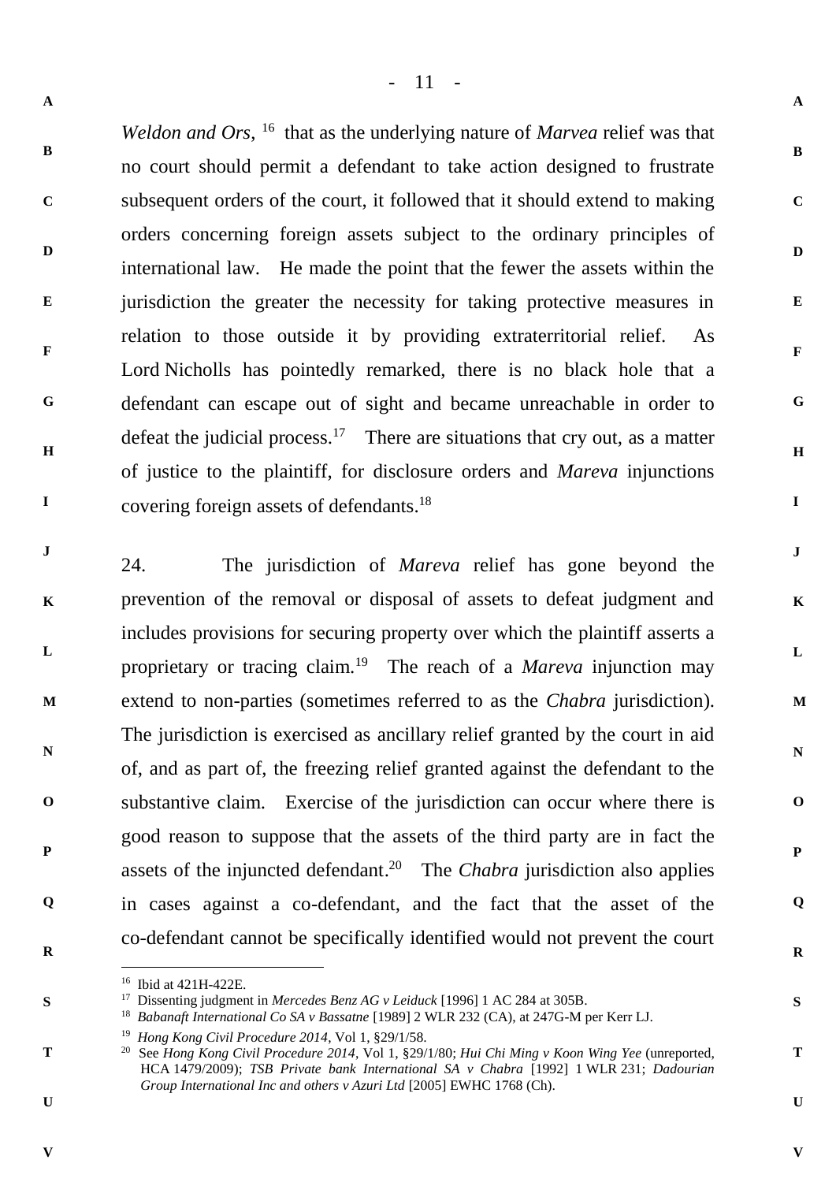*Weldon and Ors*, [16] that as the underlying nature of *Marvea* relief was that no court should permit a defendant to take action designed to frustrate subsequent orders of the court, it followed that it should extend to making orders concerning foreign assets subject to the ordinary principles of international law. He made the point that the fewer the assets within the jurisdiction the greater the necessity for taking protective measures in relation to those outside it by providing extraterritorial relief. As Lord Nicholls has pointedly remarked, there is no black hole that a defendant can escape out of sight and became unreachable in order to defeat the judicial process.[17] There are situations that cry out, as a matter of justice to the plaintiff, for disclosure orders and *Mareva* injunctions covering foreign assets of defendants.[18]

24. The jurisdiction of *Mareva* relief has gone beyond the prevention of the removal or disposal of assets to defeat judgment and includes provisions for securing property over which the plaintiff asserts a proprietary or tracing claim.[19] The reach of a *Mareva* injunction may extend to non-parties (sometimes referred to as the *Chabra* jurisdiction). The jurisdiction is exercised as ancillary relief granted by the court in aid of, and as part of, the freezing relief granted against the defendant to the substantive claim. Exercise of the jurisdiction can occur where there is good reason to suppose that the assets of the third party are in fact the assets of the injuncted defendant.[20] The *Chabra* jurisdiction also applies in cases against a co-defendant, and the fact that the asset of the co-defendant cannot be specifically identified would not prevent the court

---

[16] Ibid at 421H-422E.

[17] Dissenting judgment in *Mercedes Benz AG v Leiduck* [1996] 1 AC 284 at 305B.

[18] *Babanaft International Co SA v Bassatne* [1989] 2 WLR 232 (CA), at 247G-M per Kerr LJ.

[19] *Hong Kong Civil Procedure 2014*, Vol 1, §29/1/58.

[20] See *Hong Kong Civil Procedure 2014*, Vol 1, §29/1/80; *Hui Chi Ming v Koon Wing Yee* (unreported, HCA 1479/2009); *TSB Private bank International SA v Chabra* [1992] 1 WLR 231; *Dadourian Group International Inc and others v Azuri Ltd* [2005] EWHC 1768 (Ch).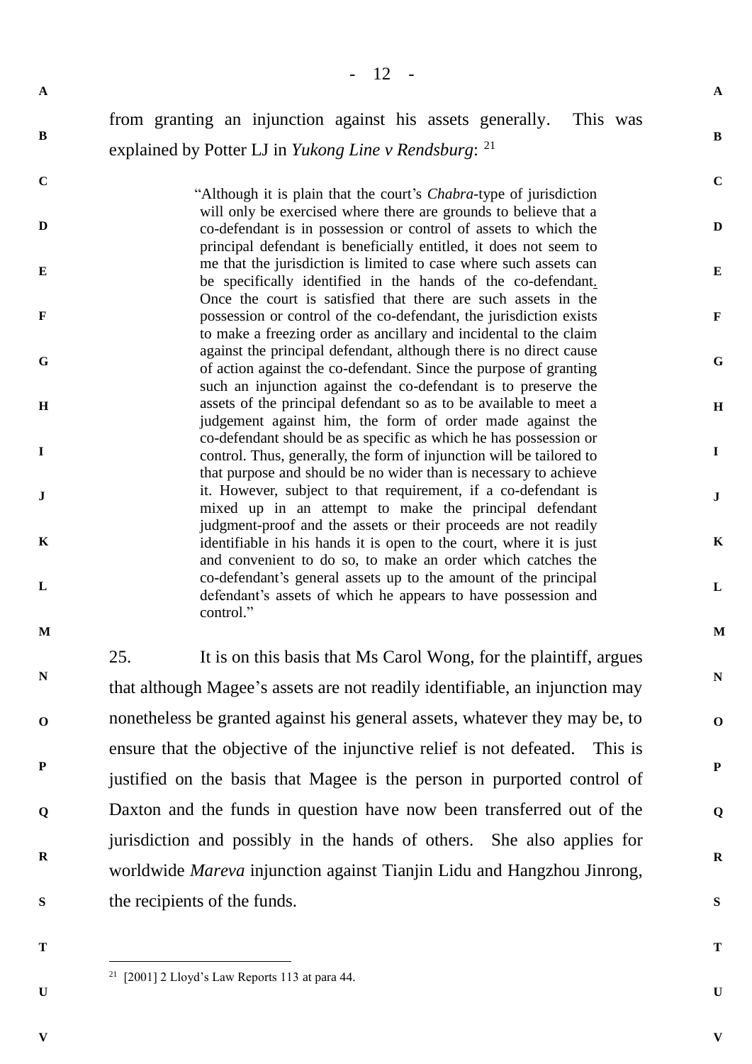from granting an injunction against his assets generally. This was explained by Potter LJ in *Yukong Line v Rendsburg*: [21]

> "Although it is plain that the court's *Chabra*-type of jurisdiction will only be exercised where there are grounds to believe that a co-defendant is in possession or control of assets to which the principal defendant is beneficially entitled, it does not seem to me that the jurisdiction is limited to case where such assets can be specifically identified in the hands of the co-defendant. Once the court is satisfied that there are such assets in the possession or control of the co-defendant, the jurisdiction exists to make a freezing order as ancillary and incidental to the claim against the principal defendant, although there is no direct cause of action against the co-defendant. Since the purpose of granting such an injunction against the co-defendant is to preserve the assets of the principal defendant so as to be available to meet a judgement against him, the form of order made against the co-defendant should be as specific as which he has possession or control. Thus, generally, the form of injunction will be tailored to that purpose and should be no wider than is necessary to achieve it. However, subject to that requirement, if a co-defendant is mixed up in an attempt to make the principal defendant judgment-proof and the assets or their proceeds are not readily identifiable in his hands it is open to the court, where it is just and convenient to do so, to make an order which catches the co-defendant's general assets up to the amount of the principal defendant's assets of which he appears to have possession and control."

25. It is on this basis that Ms Carol Wong, for the plaintiff, argues that although Magee's assets are not readily identifiable, an injunction may nonetheless be granted against his general assets, whatever they may be, to ensure that the objective of the injunctive relief is not defeated. This is justified on the basis that Magee is the person in purported control of Daxton and the funds in question have now been transferred out of the jurisdiction and possibly in the hands of others. She also applies for worldwide *Mareva* injunction against Tianjin Lidu and Hangzhou Jinrong, the recipients of the funds.

---

[21] [2001] 2 Lloyd's Law Reports 113 at para 44.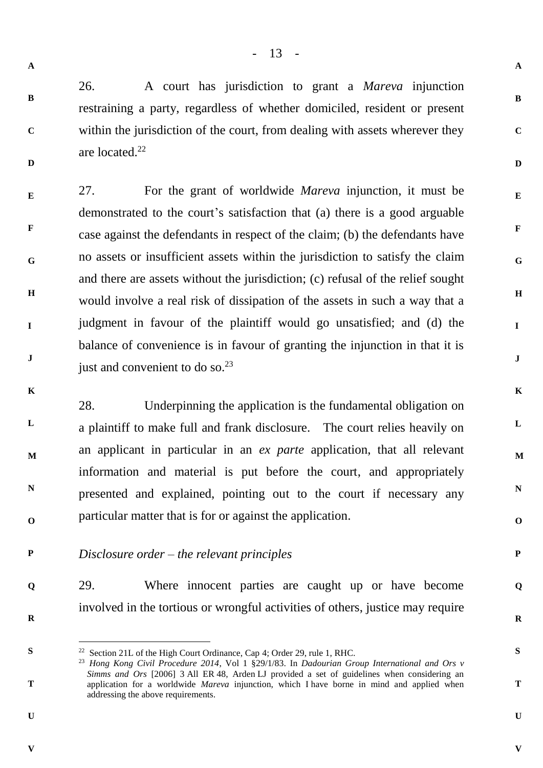26. A court has jurisdiction to grant a *Mareva* injunction restraining a party, regardless of whether domiciled, resident or present within the jurisdiction of the court, from dealing with assets wherever they are located.[22]

27. For the grant of worldwide *Mareva* injunction, it must be demonstrated to the court's satisfaction that (a) there is a good arguable case against the defendants in respect of the claim; (b) the defendants have no assets or insufficient assets within the jurisdiction to satisfy the claim and there are assets without the jurisdiction; (c) refusal of the relief sought would involve a real risk of dissipation of the assets in such a way that a judgment in favour of the plaintiff would go unsatisfied; and (d) the balance of convenience is in favour of granting the injunction in that it is just and convenient to do so.[23]

28. Underpinning the application is the fundamental obligation on a plaintiff to make full and frank disclosure. The court relies heavily on an applicant in particular in an *ex parte* application, that all relevant information and material is put before the court, and appropriately presented and explained, pointing out to the court if necessary any particular matter that is for or against the application.

*Disclosure order – the relevant principles*

29. Where innocent parties are caught up or have become involved in the tortious or wrongful activities of others, justice may require

---

[22] Section 21L of the High Court Ordinance, Cap 4; Order 29, rule 1, RHC.

[23] *Hong Kong Civil Procedure 2014*, Vol 1 §29/1/83. In *Dadourian Group International and Ors v Simms and Ors* [2006] 3 All ER 48, Arden LJ provided a set of guidelines when considering an application for a worldwide *Mareva* injunction, which I have borne in mind and applied when addressing the above requirements.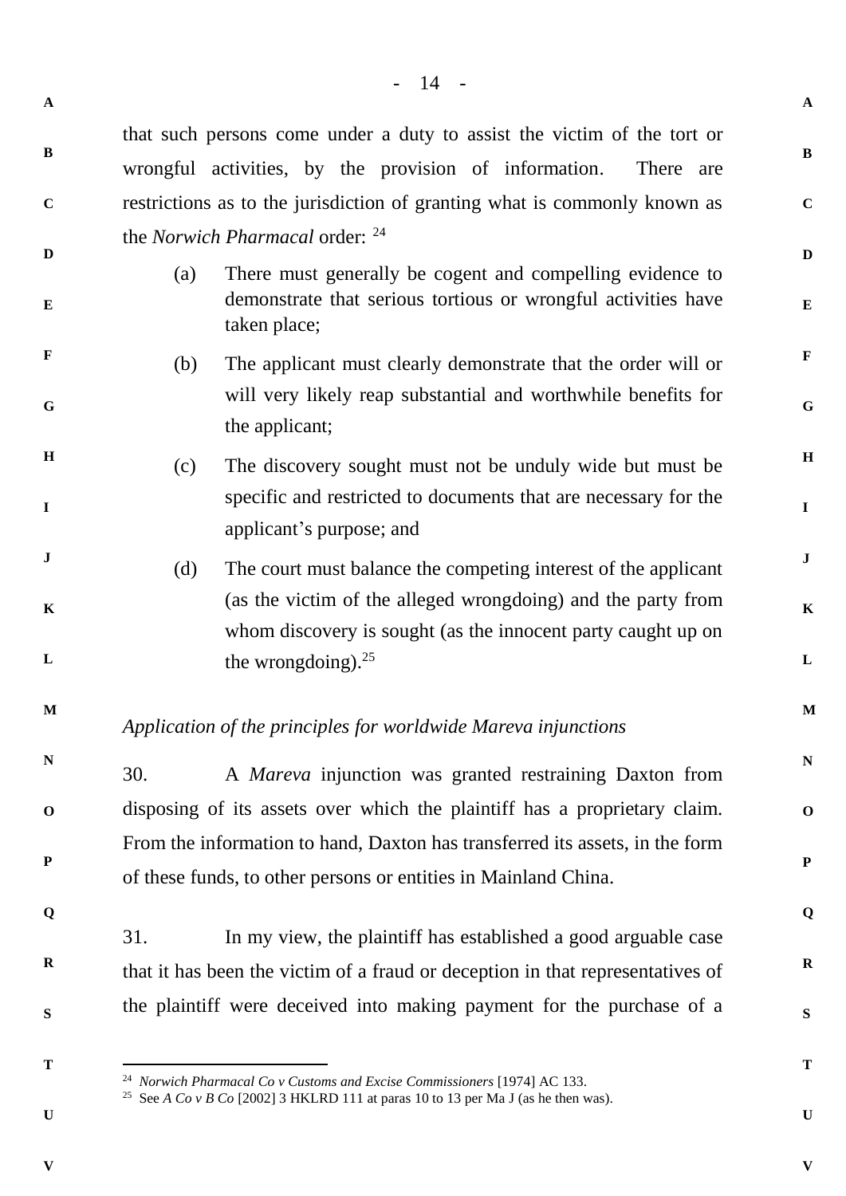that such persons come under a duty to assist the victim of the tort or wrongful activities, by the provision of information. There are restrictions as to the jurisdiction of granting what is commonly known as the *Norwich Pharmacal* order: [24]

(a) There must generally be cogent and compelling evidence to demonstrate that serious tortious or wrongful activities have taken place;

(b) The applicant must clearly demonstrate that the order will or will very likely reap substantial and worthwhile benefits for the applicant;

(c) The discovery sought must not be unduly wide but must be specific and restricted to documents that are necessary for the applicant's purpose; and

(d) The court must balance the competing interest of the applicant (as the victim of the alleged wrongdoing) and the party from whom discovery is sought (as the innocent party caught up on the wrongdoing).[25]

*Application of the principles for worldwide Mareva injunctions*

30. A *Mareva* injunction was granted restraining Daxton from disposing of its assets over which the plaintiff has a proprietary claim. From the information to hand, Daxton has transferred its assets, in the form of these funds, to other persons or entities in Mainland China.

31. In my view, the plaintiff has established a good arguable case that it has been the victim of a fraud or deception in that representatives of the plaintiff were deceived into making payment for the purchase of a

---

[24] *Norwich Pharmacal Co v Customs and Excise Commissioners* [1974] AC 133.

[25] See *A Co v B Co* [2002] 3 HKLRD 111 at paras 10 to 13 per Ma J (as he then was).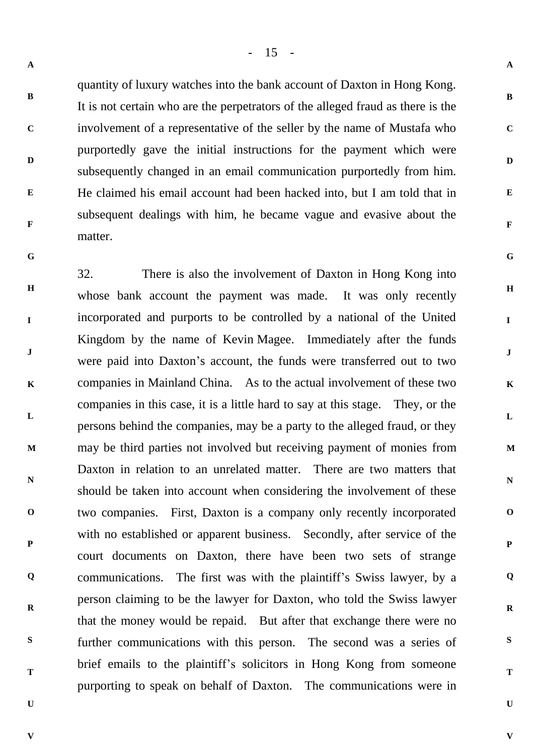quantity of luxury watches into the bank account of Daxton in Hong Kong. It is not certain who are the perpetrators of the alleged fraud as there is the involvement of a representative of the seller by the name of Mustafa who purportedly gave the initial instructions for the payment which were subsequently changed in an email communication purportedly from him. He claimed his email account had been hacked into, but I am told that in subsequent dealings with him, he became vague and evasive about the matter.

32. There is also the involvement of Daxton in Hong Kong into whose bank account the payment was made. It was only recently incorporated and purports to be controlled by a national of the United Kingdom by the name of Kevin Magee. Immediately after the funds were paid into Daxton's account, the funds were transferred out to two companies in Mainland China. As to the actual involvement of these two companies in this case, it is a little hard to say at this stage. They, or the persons behind the companies, may be a party to the alleged fraud, or they may be third parties not involved but receiving payment of monies from Daxton in relation to an unrelated matter. There are two matters that should be taken into account when considering the involvement of these two companies. First, Daxton is a company only recently incorporated with no established or apparent business. Secondly, after service of the court documents on Daxton, there have been two sets of strange communications. The first was with the plaintiff's Swiss lawyer, by a person claiming to be the lawyer for Daxton, who told the Swiss lawyer that the money would be repaid. But after that exchange there were no further communications with this person. The second was a series of brief emails to the plaintiff's solicitors in Hong Kong from someone purporting to speak on behalf of Daxton. The communications were in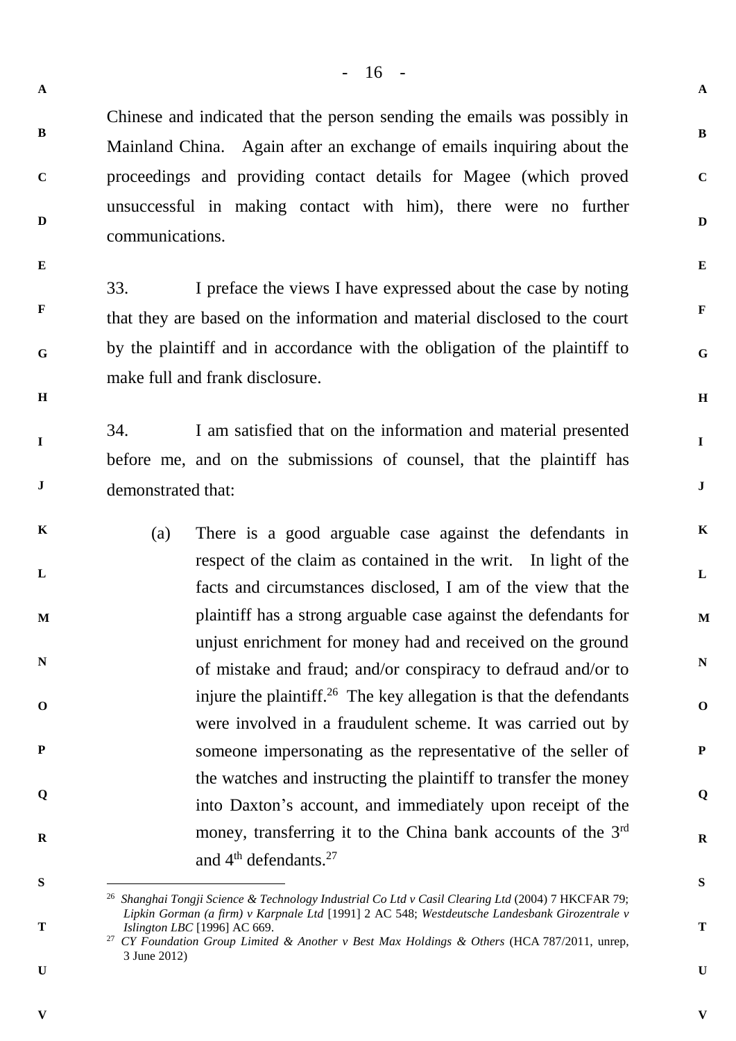Chinese and indicated that the person sending the emails was possibly in Mainland China. Again after an exchange of emails inquiring about the proceedings and providing contact details for Magee (which proved unsuccessful in making contact with him), there were no further communications.

33. I preface the views I have expressed about the case by noting that they are based on the information and material disclosed to the court by the plaintiff and in accordance with the obligation of the plaintiff to make full and frank disclosure.

34. I am satisfied that on the information and material presented before me, and on the submissions of counsel, that the plaintiff has demonstrated that:

(a) There is a good arguable case against the defendants in respect of the claim as contained in the writ. In light of the facts and circumstances disclosed, I am of the view that the plaintiff has a strong arguable case against the defendants for unjust enrichment for money had and received on the ground of mistake and fraud; and/or conspiracy to defraud and/or to injure the plaintiff.[26] The key allegation is that the defendants were involved in a fraudulent scheme. It was carried out by someone impersonating as the representative of the seller of the watches and instructing the plaintiff to transfer the money into Daxton's account, and immediately upon receipt of the money, transferring it to the China bank accounts of the 3rd and 4th defendants.[27]

---

[26] *Shanghai Tongji Science & Technology Industrial Co Ltd v Casil Clearing Ltd* (2004) 7 HKCFAR 79; *Lipkin Gorman (a firm) v Karpnale Ltd* [1991] 2 AC 548; *Westdeutsche Landesbank Girozentrale v Islington LBC* [1996] AC 669.

[27] *CY Foundation Group Limited & Another v Best Max Holdings & Others* (HCA 787/2011, unrep, 3 June 2012)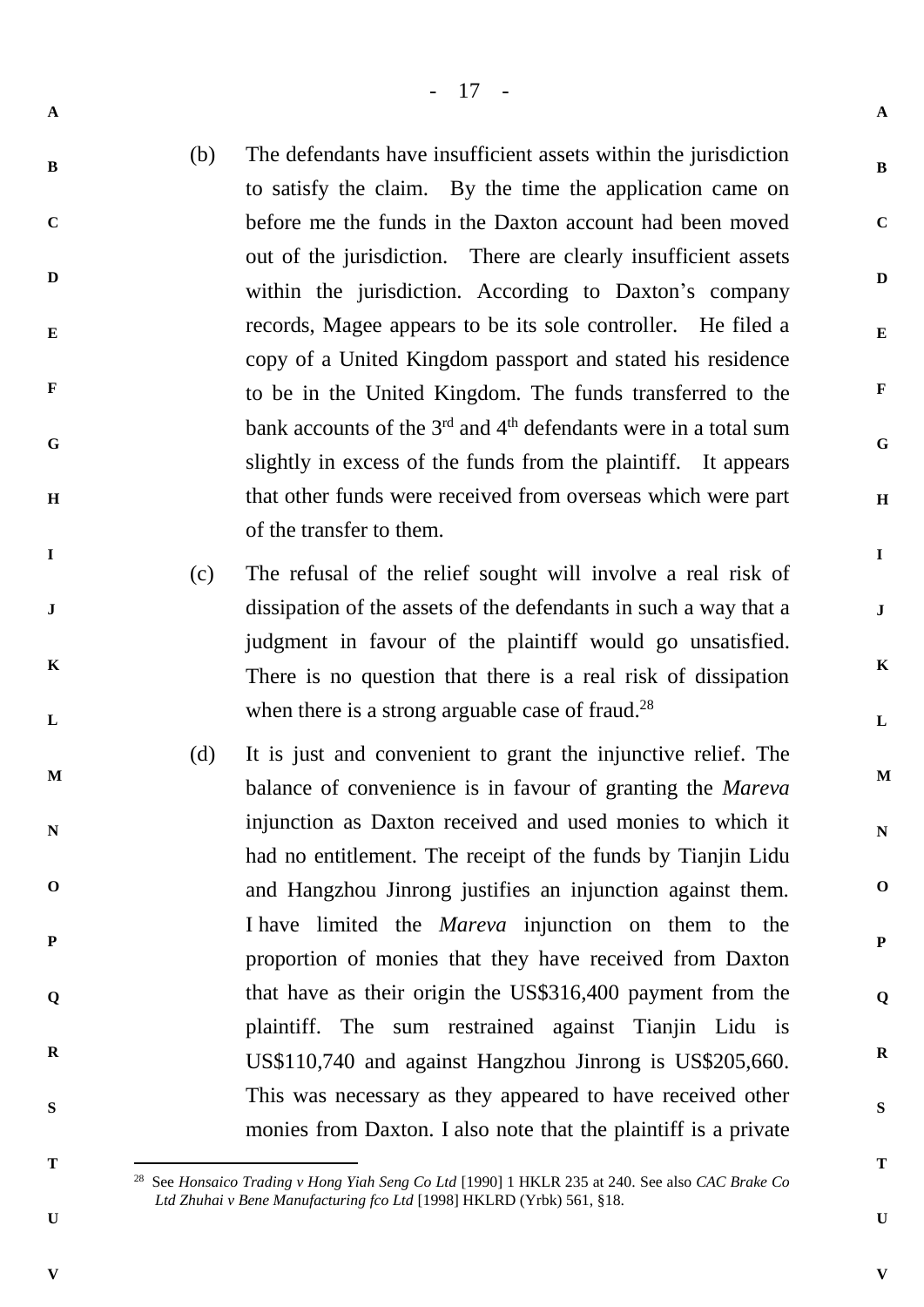(b) The defendants have insufficient assets within the jurisdiction to satisfy the claim. By the time the application came on before me the funds in the Daxton account had been moved out of the jurisdiction. There are clearly insufficient assets within the jurisdiction. According to Daxton's company records, Magee appears to be its sole controller. He filed a copy of a United Kingdom passport and stated his residence to be in the United Kingdom. The funds transferred to the bank accounts of the 3rd and 4th defendants were in a total sum slightly in excess of the funds from the plaintiff. It appears that other funds were received from overseas which were part of the transfer to them.

(c) The refusal of the relief sought will involve a real risk of dissipation of the assets of the defendants in such a way that a judgment in favour of the plaintiff would go unsatisfied. There is no question that there is a real risk of dissipation when there is a strong arguable case of fraud.[28]

(d) It is just and convenient to grant the injunctive relief. The balance of convenience is in favour of granting the *Mareva* injunction as Daxton received and used monies to which it had no entitlement. The receipt of the funds by Tianjin Lidu and Hangzhou Jinrong justifies an injunction against them. I have limited the *Mareva* injunction on them to the proportion of monies that they have received from Daxton that have as their origin the US$316,400 payment from the plaintiff. The sum restrained against Tianjin Lidu is US$110,740 and against Hangzhou Jinrong is US$205,660. This was necessary as they appeared to have received other monies from Daxton. I also note that the plaintiff is a private

---

[28] See *Honsaico Trading v Hong Yiah Seng Co Ltd* [1990] 1 HKLR 235 at 240. See also *CAC Brake Co Ltd Zhuhai v Bene Manufacturing fco Ltd* [1998] HKLRD (Yrbk) 561, §18.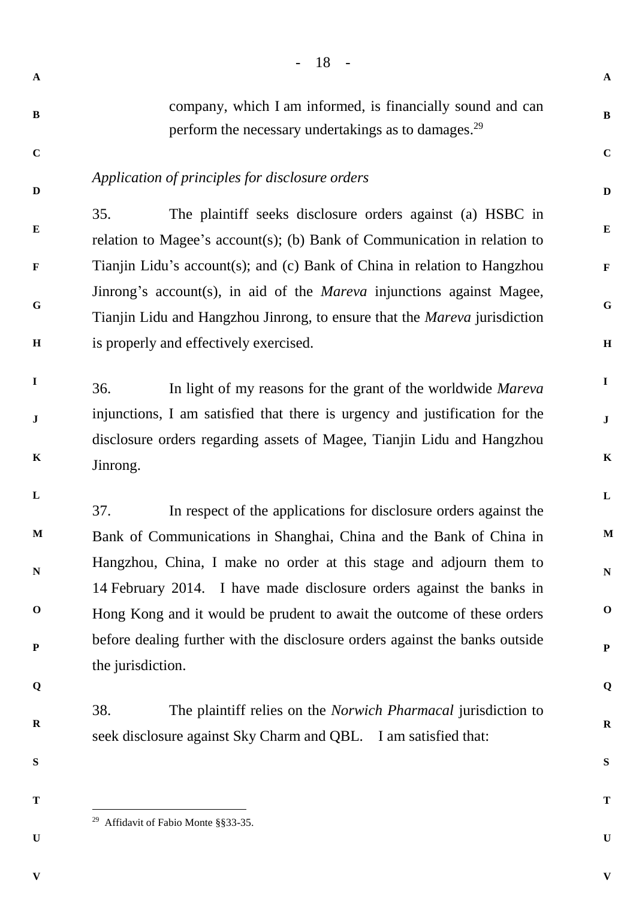company, which I am informed, is financially sound and can perform the necessary undertakings as to damages.[29]

*Application of principles for disclosure orders*

35. The plaintiff seeks disclosure orders against (a) HSBC in relation to Magee's account(s); (b) Bank of Communication in relation to Tianjin Lidu's account(s); and (c) Bank of China in relation to Hangzhou Jinrong's account(s), in aid of the *Mareva* injunctions against Magee, Tianjin Lidu and Hangzhou Jinrong, to ensure that the *Mareva* jurisdiction is properly and effectively exercised.

36. In light of my reasons for the grant of the worldwide *Mareva* injunctions, I am satisfied that there is urgency and justification for the disclosure orders regarding assets of Magee, Tianjin Lidu and Hangzhou Jinrong.

37. In respect of the applications for disclosure orders against the Bank of Communications in Shanghai, China and the Bank of China in Hangzhou, China, I make no order at this stage and adjourn them to 14 February 2014. I have made disclosure orders against the banks in Hong Kong and it would be prudent to await the outcome of these orders before dealing further with the disclosure orders against the banks outside the jurisdiction.

38. The plaintiff relies on the *Norwich Pharmacal* jurisdiction to seek disclosure against Sky Charm and QBL. I am satisfied that:

---

[29] Affidavit of Fabio Monte §§33-35.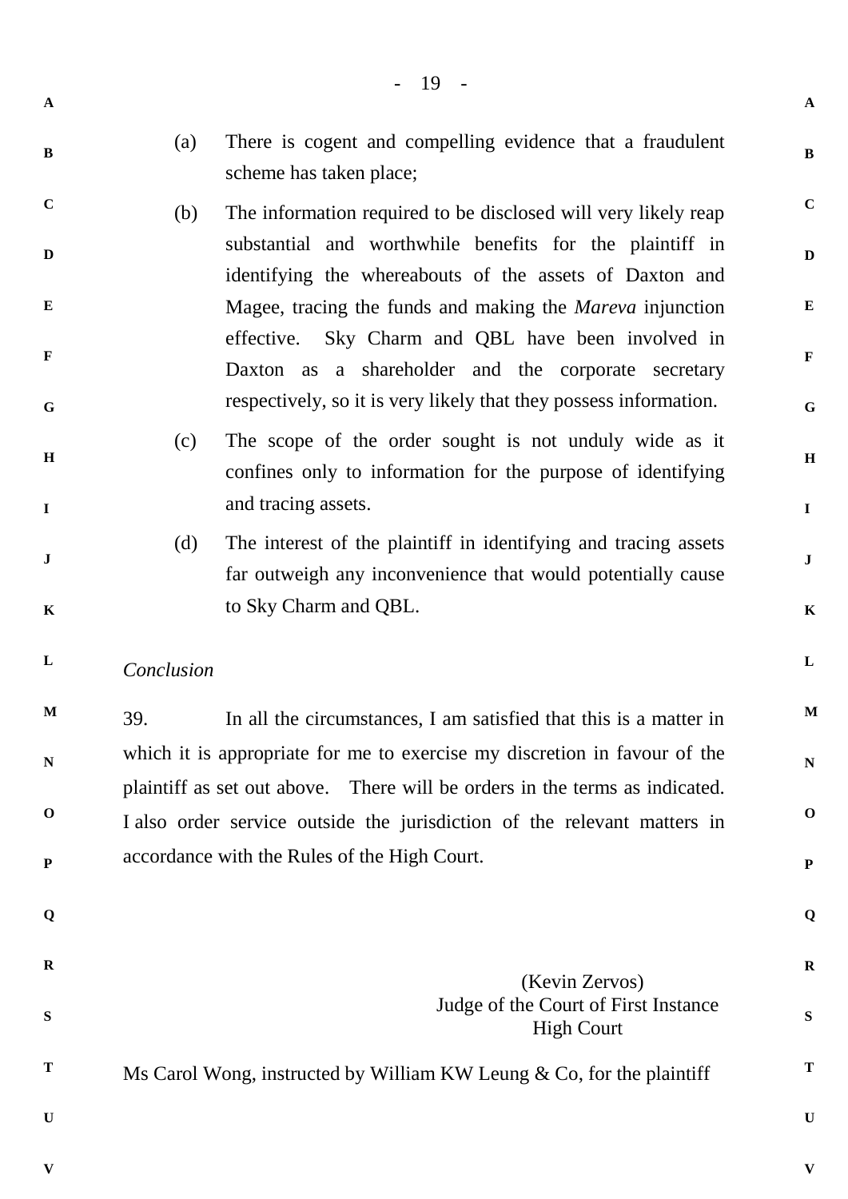(a) There is cogent and compelling evidence that a fraudulent scheme has taken place;

(b) The information required to be disclosed will very likely reap substantial and worthwhile benefits for the plaintiff in identifying the whereabouts of the assets of Daxton and Magee, tracing the funds and making the *Mareva* injunction effective. Sky Charm and QBL have been involved in Daxton as a shareholder and the corporate secretary respectively, so it is very likely that they possess information.

(c) The scope of the order sought is not unduly wide as it confines only to information for the purpose of identifying and tracing assets.

(d) The interest of the plaintiff in identifying and tracing assets far outweigh any inconvenience that would potentially cause to Sky Charm and QBL.

*Conclusion*

39. In all the circumstances, I am satisfied that this is a matter in which it is appropriate for me to exercise my discretion in favour of the plaintiff as set out above. There will be orders in the terms as indicated. I also order service outside the jurisdiction of the relevant matters in accordance with the Rules of the High Court.

(Kevin Zervos)
Judge of the Court of First Instance
High Court

Ms Carol Wong, instructed by William KW Leung & Co, for the plaintiff